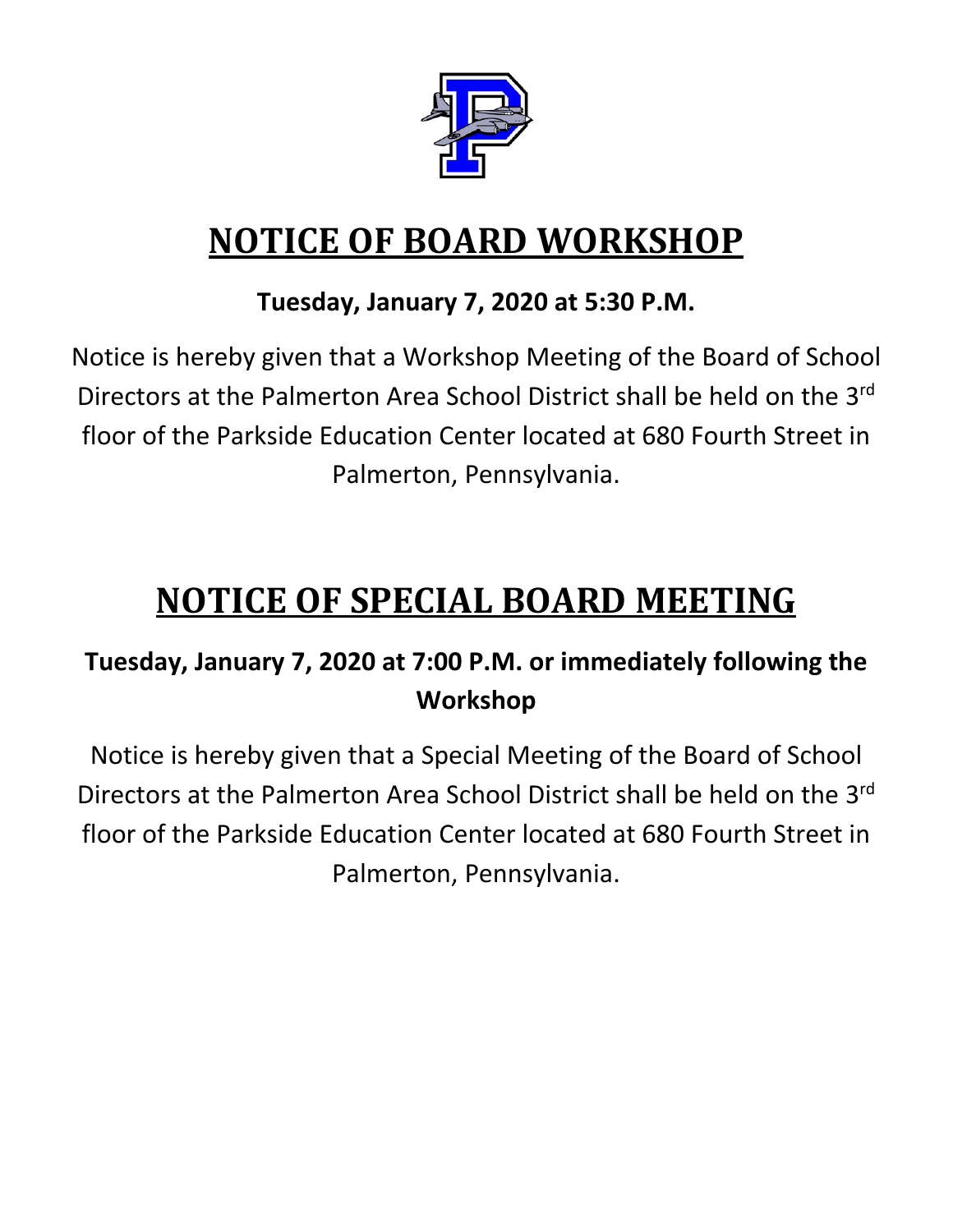# NOTICE OF BOARD WORKSHOP

**Tuesday, January 7, 2020 at 5:30 P.M.**

Notice is hereby given that a Workshop Meeting of the Board of School Directors at the Palmerton Area School District shall be held on the 3rd floor of the Parkside Education Center located at 680 Fourth Street in Palmerton, Pennsylvania.

# NOTICE OF SPECIAL BOARD MEETING

**Tuesday, January 7, 2020 at 7:00 P.M. or immediately following the Workshop**

Notice is hereby given that a Special Meeting of the Board of School Directors at the Palmerton Area School District shall be held on the 3rd floor of the Parkside Education Center located at 680 Fourth Street in Palmerton, Pennsylvania.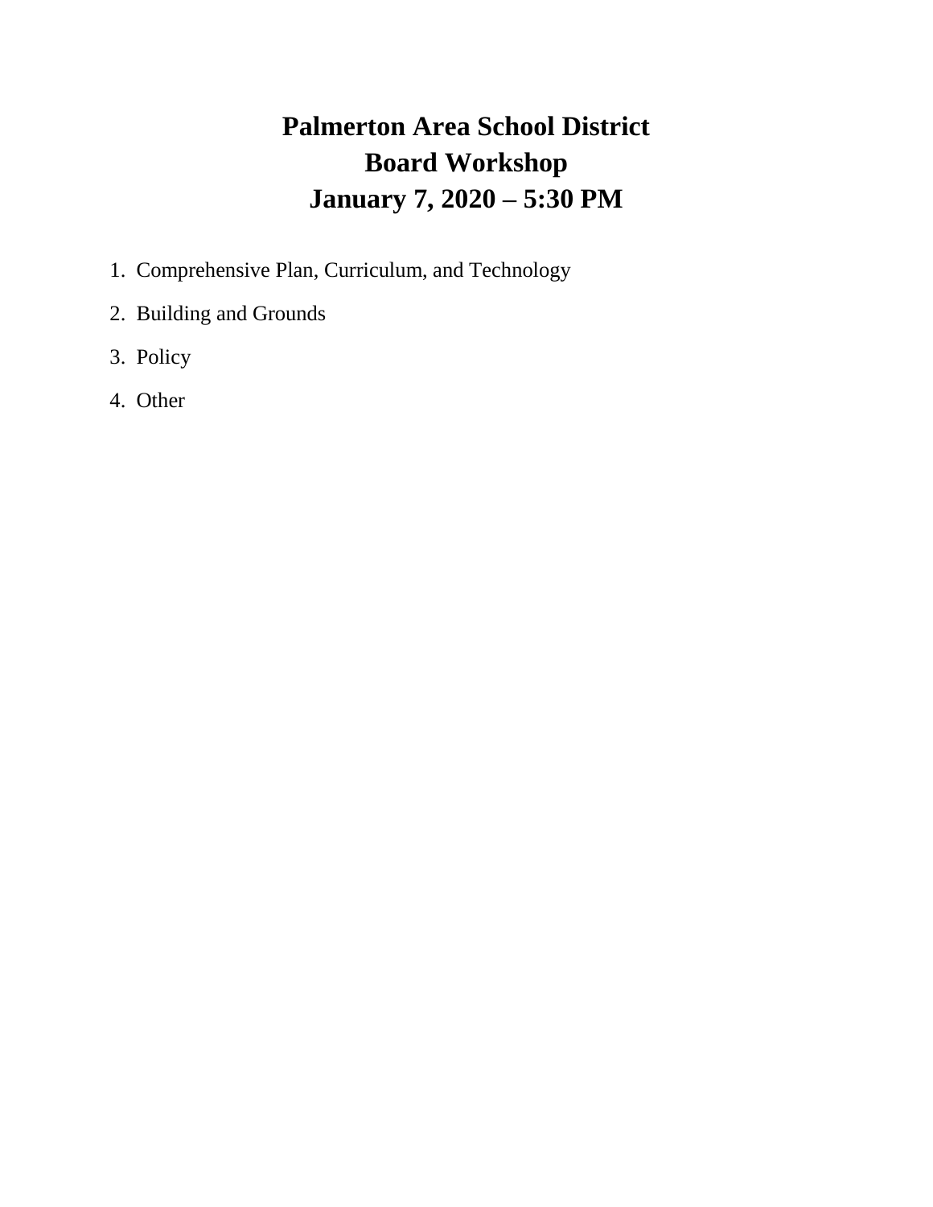# Palmerton Area School District
# Board Workshop
# January 7, 2020 – 5:30 PM

1. Comprehensive Plan, Curriculum, and Technology
2. Building and Grounds
3. Policy
4. Other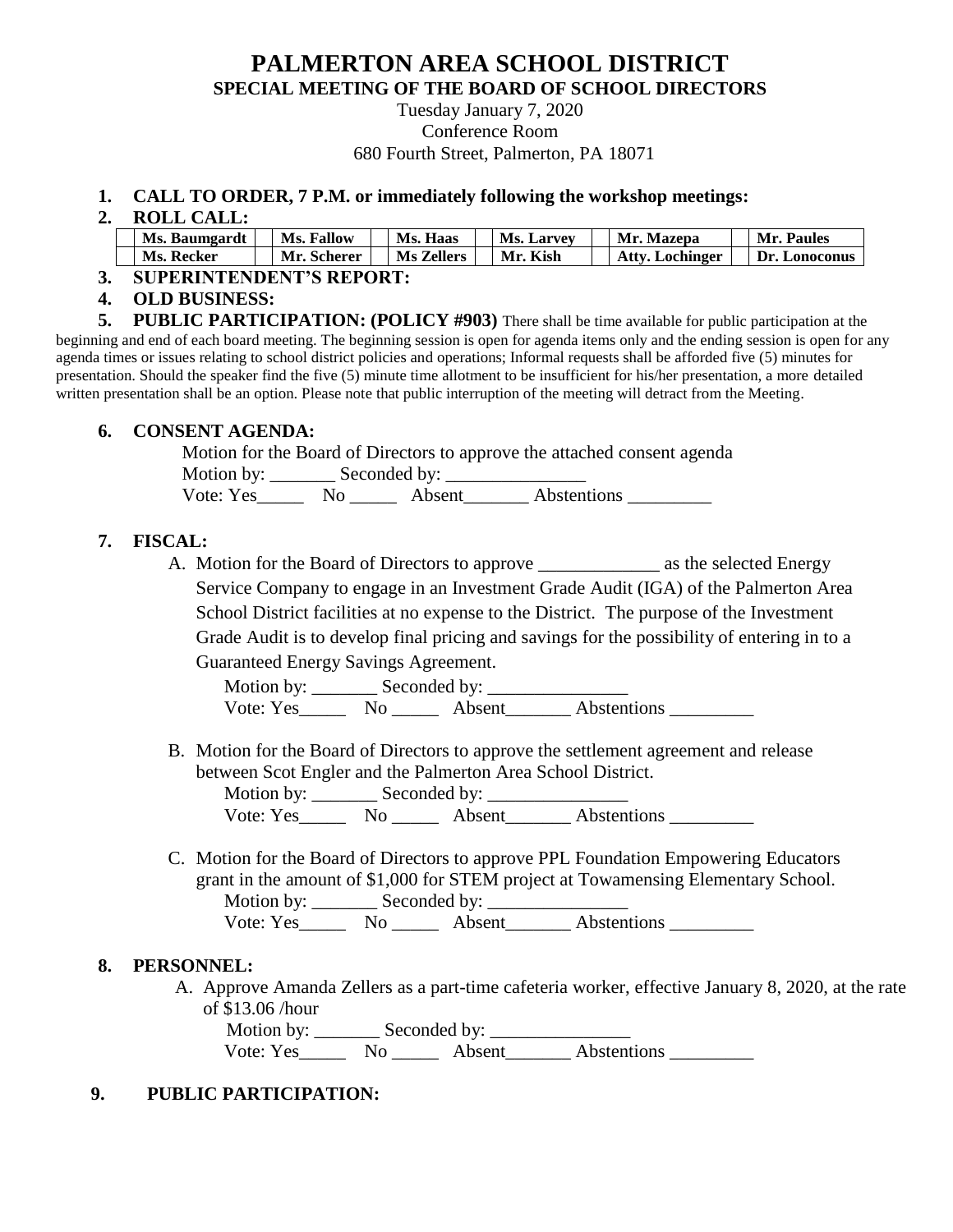# PALMERTON AREA SCHOOL DISTRICT

## SPECIAL MEETING OF THE BOARD OF SCHOOL DIRECTORS

Tuesday January 7, 2020
Conference Room
680 Fourth Street, Palmerton, PA 18071

1. **CALL TO ORDER, 7 P.M. or immediately following the workshop meetings:**
2. **ROLL CALL:**

| | | | | | | | | | | | |
|---|---|---|---|---|---|---|---|---|---|---|---|
| | Ms. Baumgardt | | Ms. Fallow | | Ms. Haas | | Ms. Larvey | | Mr. Mazepa | | Mr. Paules |
| | Ms. Recker | | Mr. Scherer | | Ms Zellers | | Mr. Kish | | Atty. Lochinger | | Dr. Lonoconus |

3. **SUPERINTENDENT'S REPORT:**
4. **OLD BUSINESS:**
5. **PUBLIC PARTICIPATION: (POLICY #903)** There shall be time available for public participation at the beginning and end of each board meeting. The beginning session is open for agenda items only and the ending session is open for any agenda times or issues relating to school district policies and operations; Informal requests shall be afforded five (5) minutes for presentation. Should the speaker find the five (5) minute time allotment to be insufficient for his/her presentation, a more detailed written presentation shall be an option. Please note that public interruption of the meeting will detract from the Meeting.

6. **CONSENT AGENDA:**

   Motion for the Board of Directors to approve the attached consent agenda
   Motion by: _______ Seconded by: _______________
   Vote: Yes_____ No _____ Absent_______ Abstentions _________

7. **FISCAL:**

   A. Motion for the Board of Directors to approve _____________ as the selected Energy Service Company to engage in an Investment Grade Audit (IGA) of the Palmerton Area School District facilities at no expense to the District. The purpose of the Investment Grade Audit is to develop final pricing and savings for the possibility of entering in to a Guaranteed Energy Savings Agreement.
   Motion by: _______ Seconded by: _______________
   Vote: Yes_____ No _____ Absent_______ Abstentions _________

   B. Motion for the Board of Directors to approve the settlement agreement and release between Scot Engler and the Palmerton Area School District.
   Motion by: _______ Seconded by: _______________
   Vote: Yes_____ No _____ Absent_______ Abstentions _________

   C. Motion for the Board of Directors to approve PPL Foundation Empowering Educators grant in the amount of $1,000 for STEM project at Towamensing Elementary School.
   Motion by: _______ Seconded by: _______________
   Vote: Yes_____ No _____ Absent_______ Abstentions _________

8. **PERSONNEL:**

   A. Approve Amanda Zellers as a part-time cafeteria worker, effective January 8, 2020, at the rate of $13.06 /hour
   Motion by: _______ Seconded by: _______________
   Vote: Yes_____ No _____ Absent_______ Abstentions _________

9. **PUBLIC PARTICIPATION:**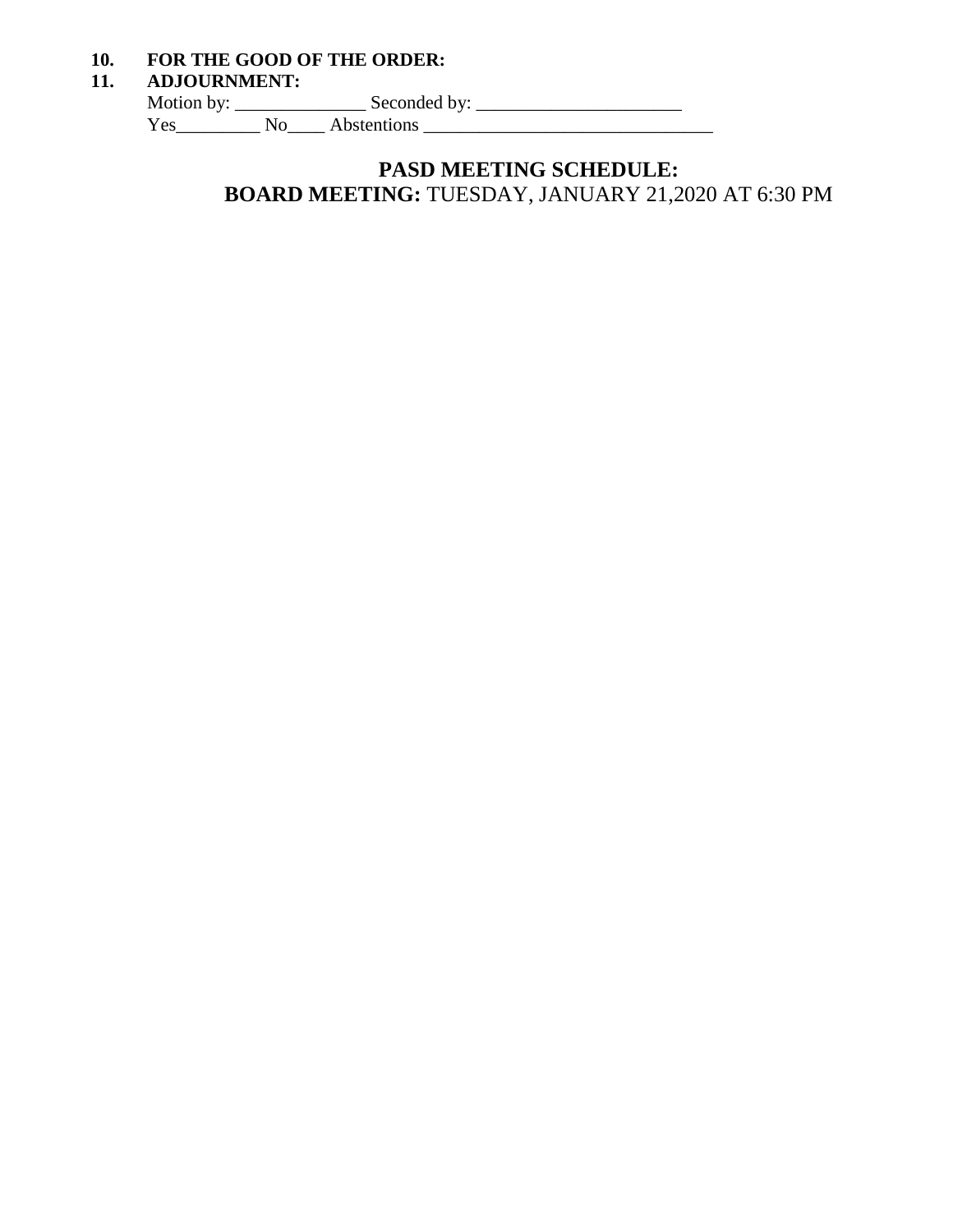**10. FOR THE GOOD OF THE ORDER:**

**11. ADJOURNMENT:**

Motion by: ______________ Seconded by: ______________________

Yes_________ No____ Abstentions _______________________________

**PASD MEETING SCHEDULE:**

**BOARD MEETING:** TUESDAY, JANUARY 21,2020 AT 6:30 PM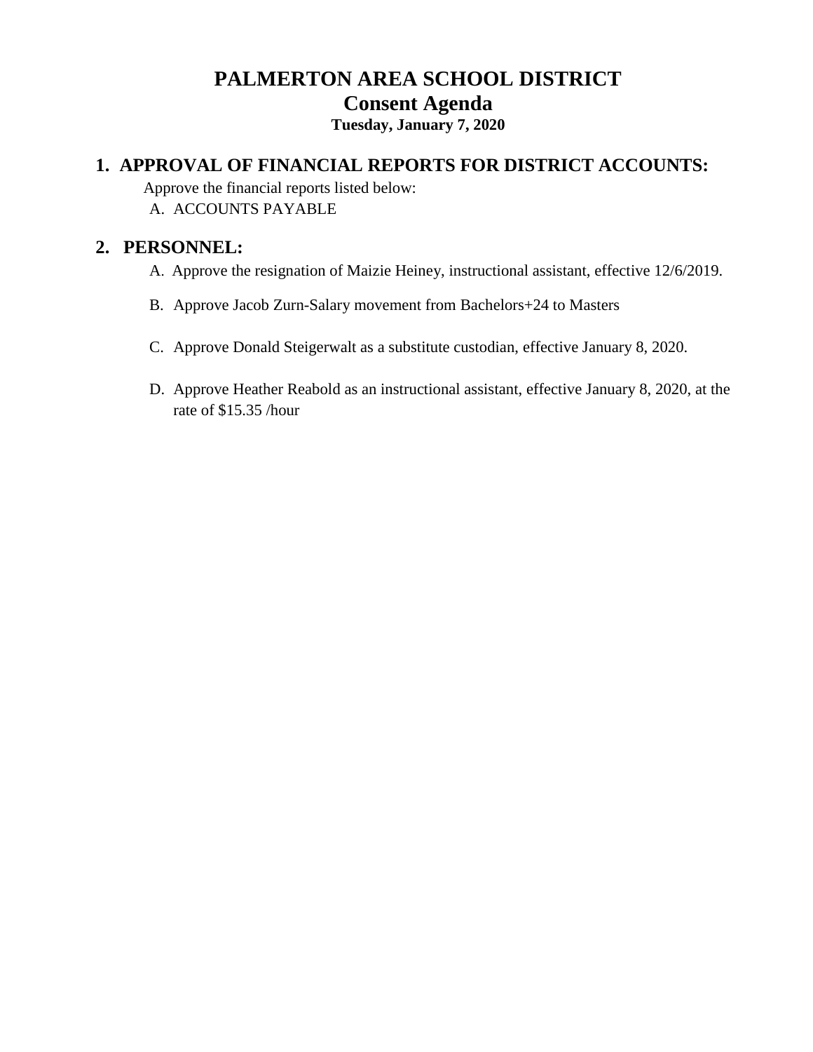# PALMERTON AREA SCHOOL DISTRICT
## Consent Agenda
**Tuesday, January 7, 2020**

## 1. APPROVAL OF FINANCIAL REPORTS FOR DISTRICT ACCOUNTS:

Approve the financial reports listed below:

A. ACCOUNTS PAYABLE

## 2. PERSONNEL:

A. Approve the resignation of Maizie Heiney, instructional assistant, effective 12/6/2019.

B. Approve Jacob Zurn-Salary movement from Bachelors+24 to Masters

C. Approve Donald Steigerwalt as a substitute custodian, effective January 8, 2020.

D. Approve Heather Reabold as an instructional assistant, effective January 8, 2020, at the rate of $15.35 /hour